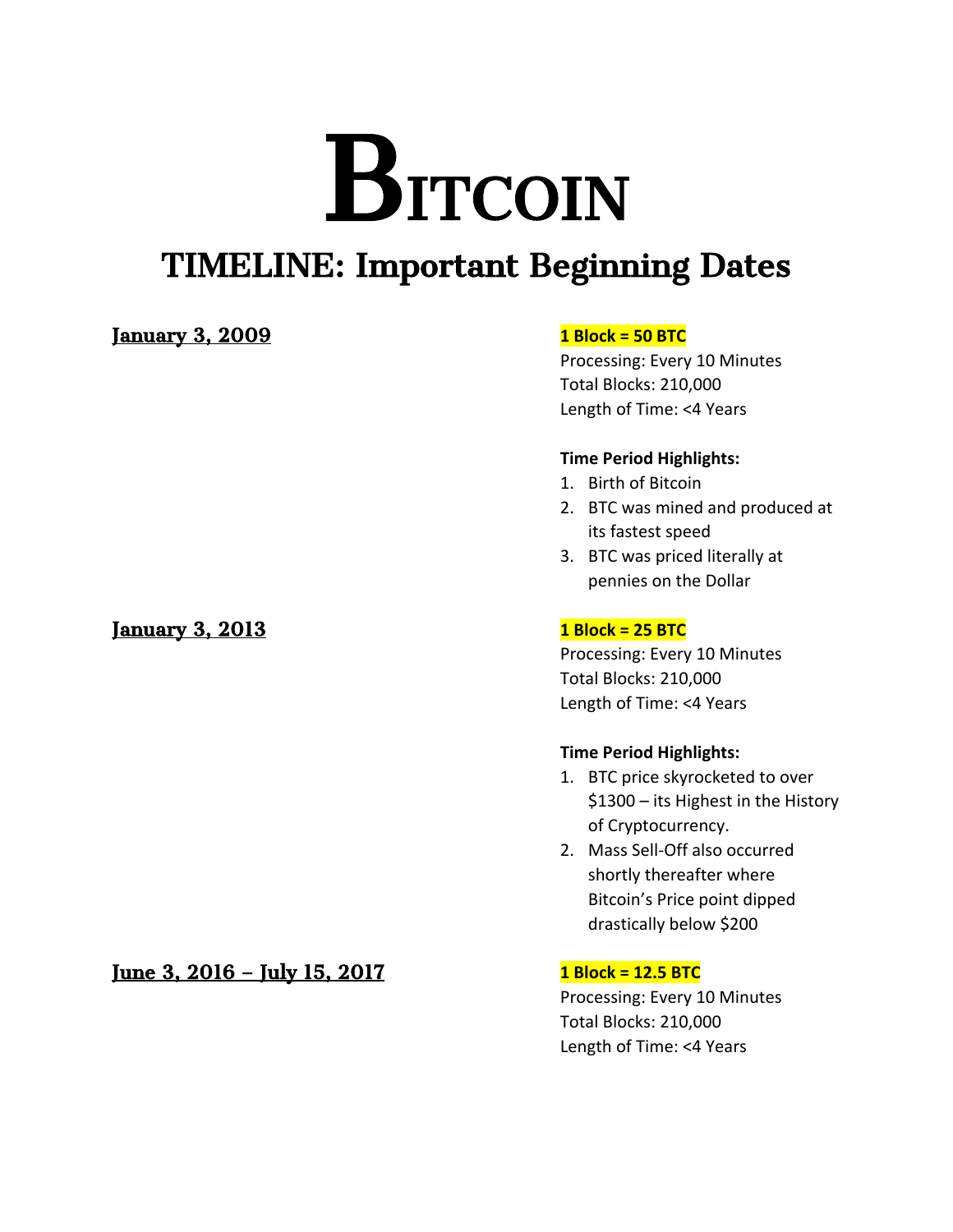# BITCOIN

## TIMELINE: Important Beginning Dates

### January 3, 2009

**1 Block = 50 BTC**

Processing: Every 10 Minutes
Total Blocks: 210,000
Length of Time: <4 Years

**Time Period Highlights:**

1. Birth of Bitcoin
2. BTC was mined and produced at its fastest speed
3. BTC was priced literally at pennies on the Dollar

### January 3, 2013

**1 Block = 25 BTC**

Processing: Every 10 Minutes
Total Blocks: 210,000
Length of Time: <4 Years

**Time Period Highlights:**

1. BTC price skyrocketed to over $1300 – its Highest in the History of Cryptocurrency.
2. Mass Sell-Off also occurred shortly thereafter where Bitcoin's Price point dipped drastically below $200

### June 3, 2016 – July 15, 2017

**1 Block = 12.5 BTC**

Processing: Every 10 Minutes
Total Blocks: 210,000
Length of Time: <4 Years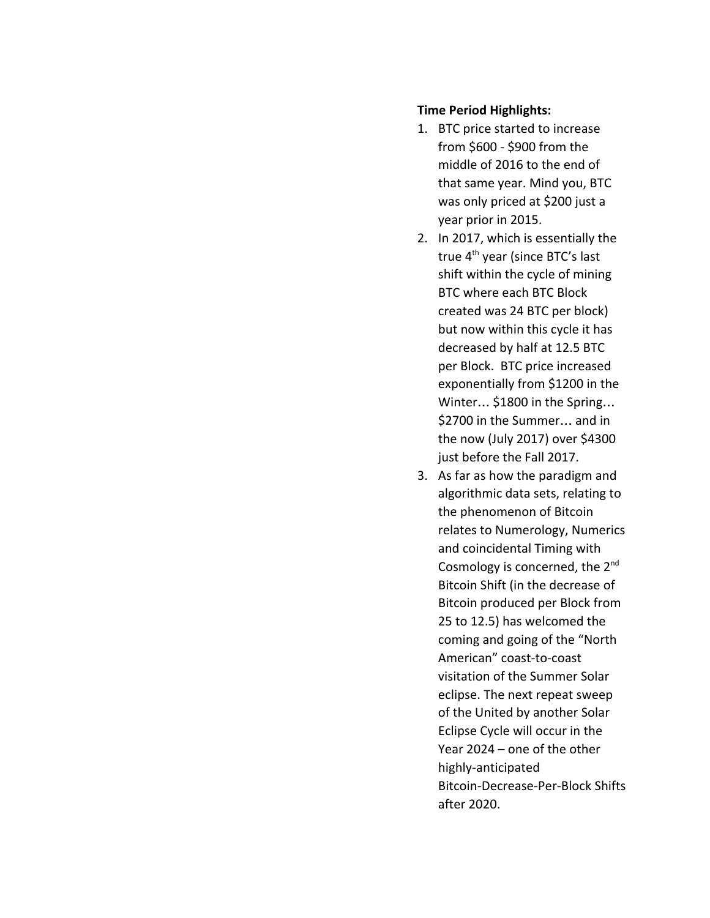**Time Period Highlights:**

1. BTC price started to increase from $600 - $900 from the middle of 2016 to the end of that same year. Mind you, BTC was only priced at $200 just a year prior in 2015.
2. In 2017, which is essentially the true 4th year (since BTC's last shift within the cycle of mining BTC where each BTC Block created was 24 BTC per block) but now within this cycle it has decreased by half at 12.5 BTC per Block. BTC price increased exponentially from $1200 in the Winter… $1800 in the Spring… $2700 in the Summer… and in the now (July 2017) over $4300 just before the Fall 2017.
3. As far as how the paradigm and algorithmic data sets, relating to the phenomenon of Bitcoin relates to Numerology, Numerics and coincidental Timing with Cosmology is concerned, the 2nd Bitcoin Shift (in the decrease of Bitcoin produced per Block from 25 to 12.5) has welcomed the coming and going of the "North American" coast-to-coast visitation of the Summer Solar eclipse. The next repeat sweep of the United by another Solar Eclipse Cycle will occur in the Year 2024 – one of the other highly-anticipated Bitcoin-Decrease-Per-Block Shifts after 2020.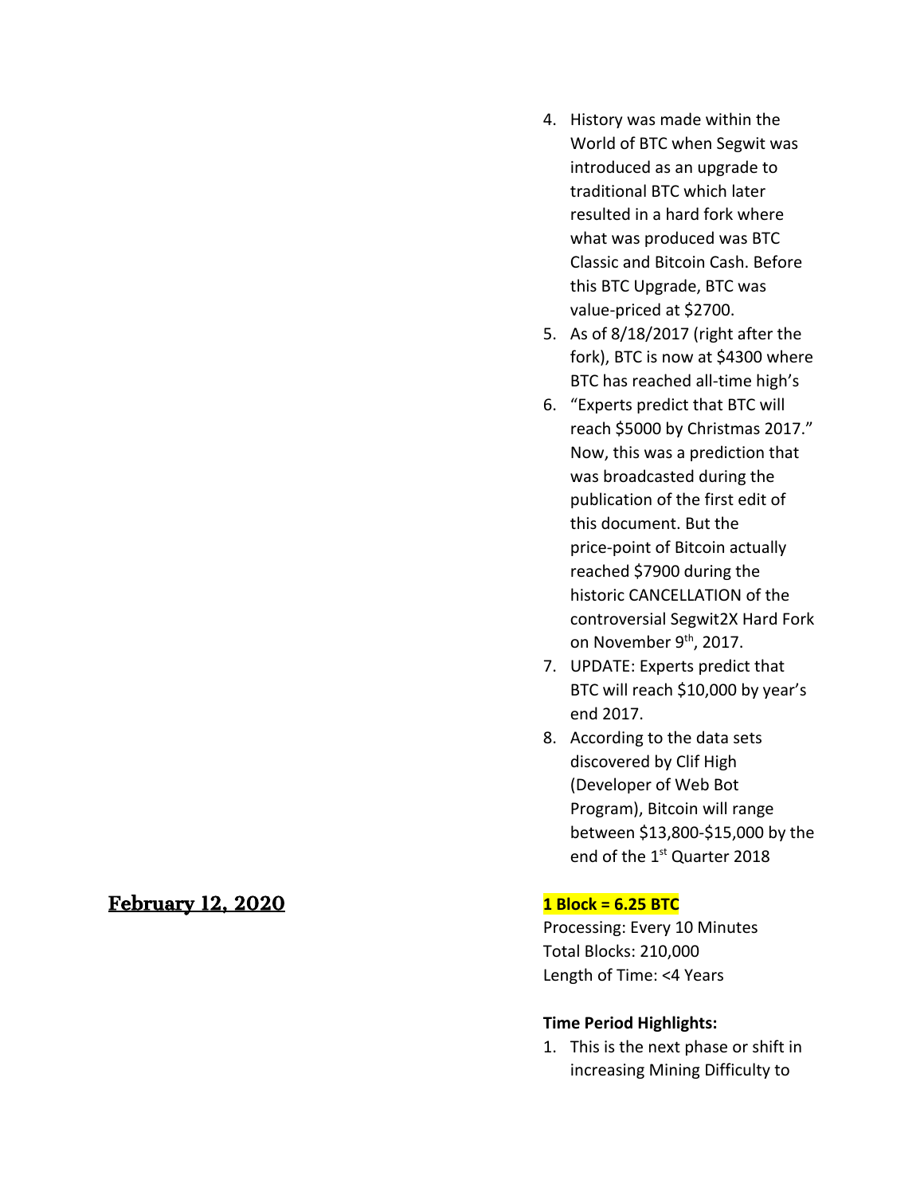4. History was made within the World of BTC when Segwit was introduced as an upgrade to traditional BTC which later resulted in a hard fork where what was produced was BTC Classic and Bitcoin Cash. Before this BTC Upgrade, BTC was value-priced at $2700.
5. As of 8/18/2017 (right after the fork), BTC is now at $4300 where BTC has reached all-time high's
6. "Experts predict that BTC will reach $5000 by Christmas 2017." Now, this was a prediction that was broadcasted during the publication of the first edit of this document. But the price-point of Bitcoin actually reached $7900 during the historic CANCELLATION of the controversial Segwit2X Hard Fork on November 9th, 2017.
7. UPDATE: Experts predict that BTC will reach $10,000 by year's end 2017.
8. According to the data sets discovered by Clif High (Developer of Web Bot Program), Bitcoin will range between $13,800-$15,000 by the end of the 1st Quarter 2018

## February 12, 2020

**1 Block = 6.25 BTC**

Processing: Every 10 Minutes
Total Blocks: 210,000
Length of Time: <4 Years

**Time Period Highlights:**

1. This is the next phase or shift in increasing Mining Difficulty to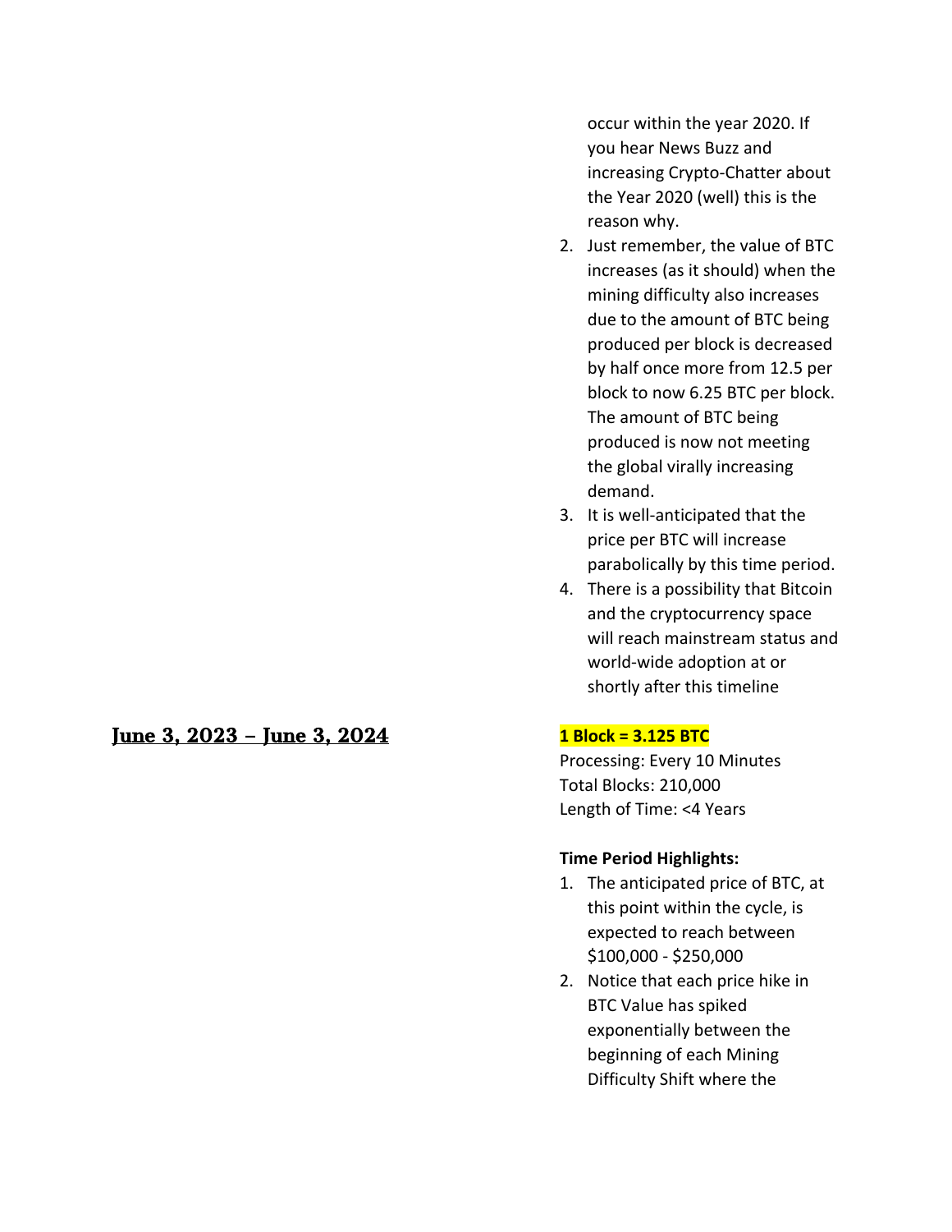occur within the year 2020. If you hear News Buzz and increasing Crypto-Chatter about the Year 2020 (well) this is the reason why.

2. Just remember, the value of BTC increases (as it should) when the mining difficulty also increases due to the amount of BTC being produced per block is decreased by half once more from 12.5 per block to now 6.25 BTC per block. The amount of BTC being produced is now not meeting the global virally increasing demand.
3. It is well-anticipated that the price per BTC will increase parabolically by this time period.
4. There is a possibility that Bitcoin and the cryptocurrency space will reach mainstream status and world-wide adoption at or shortly after this timeline

## June 3, 2023 – June 3, 2024

**1 Block = 3.125 BTC**

Processing: Every 10 Minutes
Total Blocks: 210,000
Length of Time: <4 Years

**Time Period Highlights:**

1. The anticipated price of BTC, at this point within the cycle, is expected to reach between $100,000 - $250,000
2. Notice that each price hike in BTC Value has spiked exponentially between the beginning of each Mining Difficulty Shift where the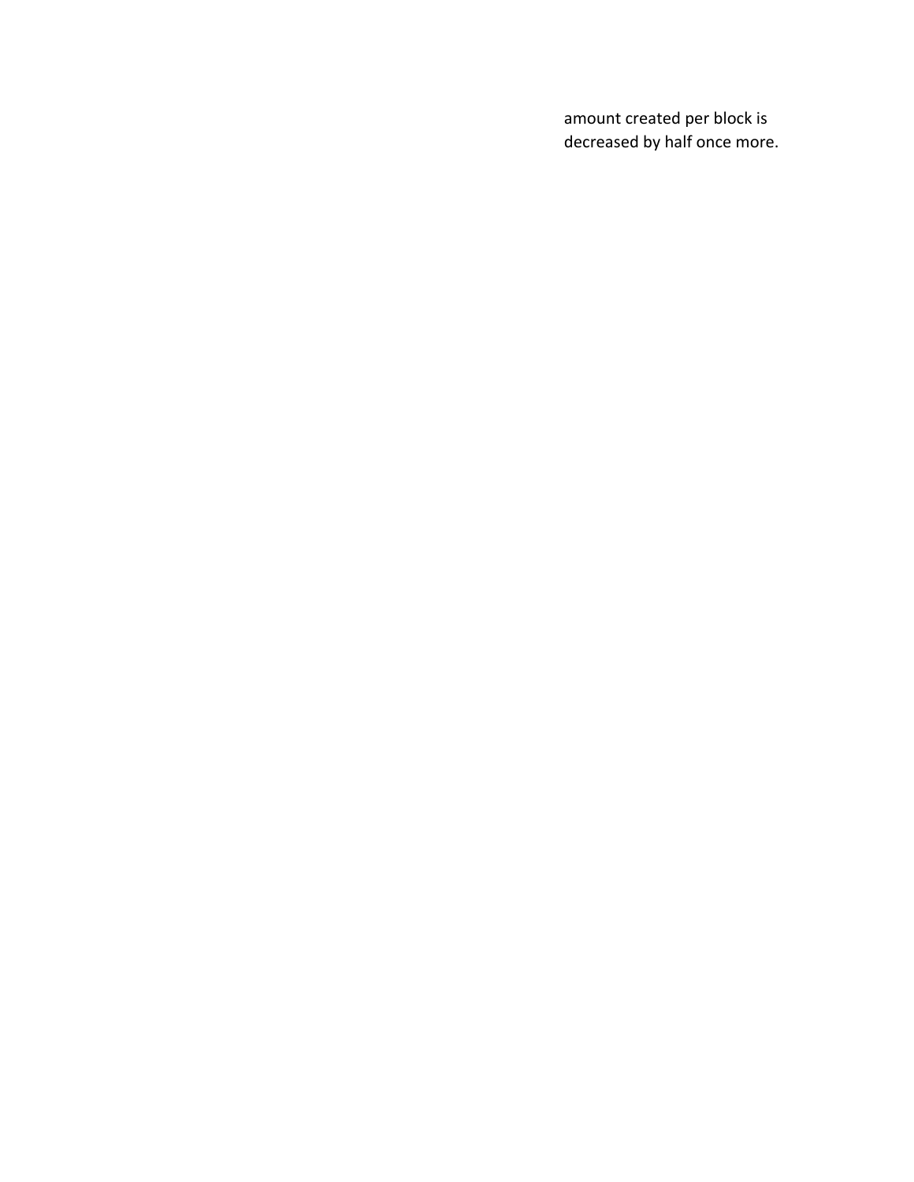amount created per block is decreased by half once more.